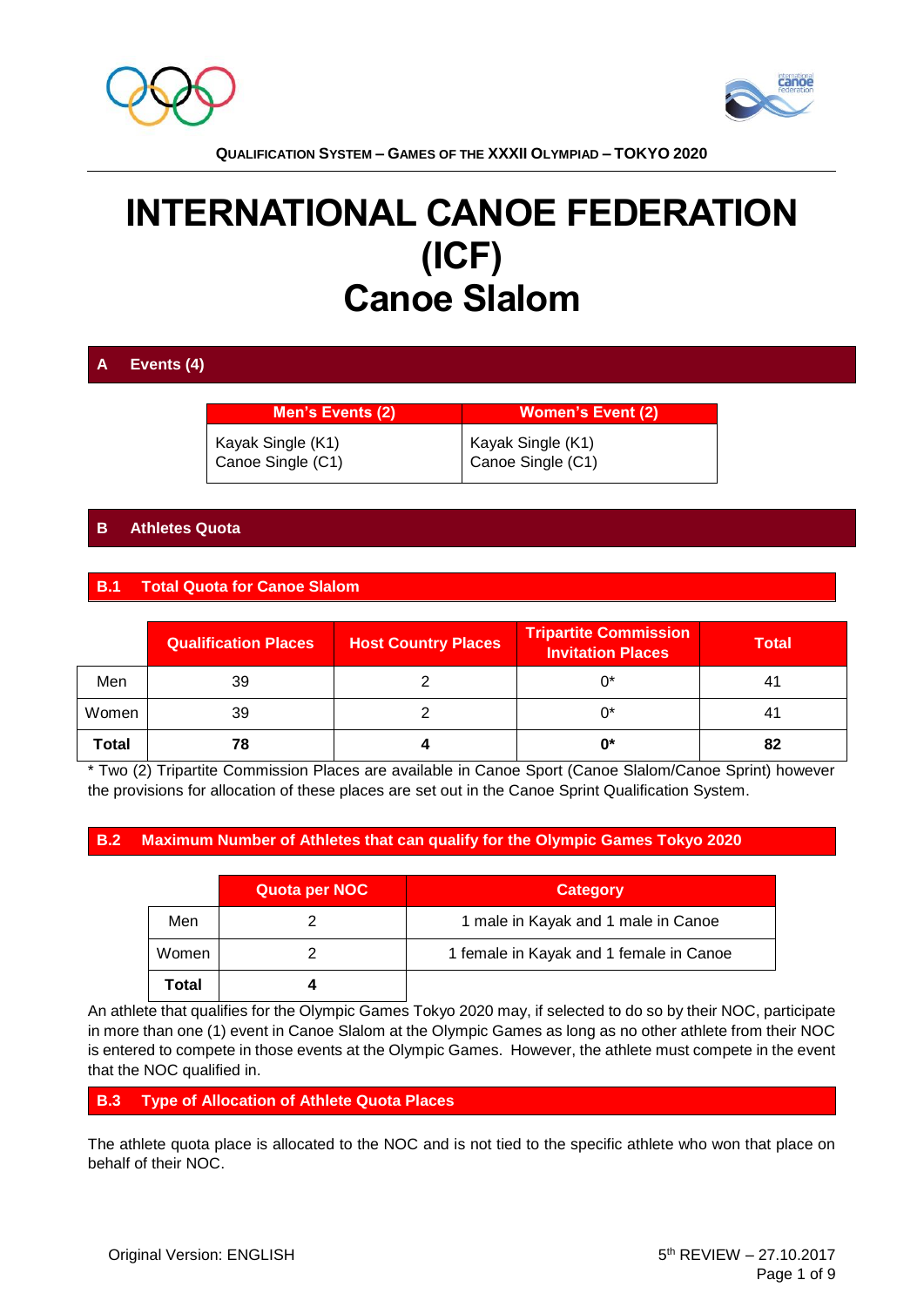**QUALIFICATION SYSTEM – GAMES OF THE XXXII OLYMPIAD – TOKYO 2020**

# INTERNATIONAL CANOE FEDERATION (ICF) Canoe Slalom

## A Events (4)

| Men's Events (2) | Women's Event (2) |
|---|---|
| Kayak Single (K1)<br>Canoe Single (C1) | Kayak Single (K1)<br>Canoe Single (C1) |

## B Athletes Quota

### B.1 Total Quota for Canoe Slalom

| | Qualification Places | Host Country Places | Tripartite Commission Invitation Places | Total |
|---|---|---|---|---|
| Men | 39 | 2 | 0* | 41 |
| Women | 39 | 2 | 0* | 41 |
| **Total** | **78** | **4** | **0*** | **82** |

* Two (2) Tripartite Commission Places are available in Canoe Sport (Canoe Slalom/Canoe Sprint) however the provisions for allocation of these places are set out in the Canoe Sprint Qualification System.

### B.2 Maximum Number of Athletes that can qualify for the Olympic Games Tokyo 2020

| | Quota per NOC | Category |
|---|---|---|
| Men | 2 | 1 male in Kayak and 1 male in Canoe |
| Women | 2 | 1 female in Kayak and 1 female in Canoe |
| **Total** | **4** | |

An athlete that qualifies for the Olympic Games Tokyo 2020 may, if selected to do so by their NOC, participate in more than one (1) event in Canoe Slalom at the Olympic Games as long as no other athlete from their NOC is entered to compete in those events at the Olympic Games. However, the athlete must compete in the event that the NOC qualified in.

### B.3 Type of Allocation of Athlete Quota Places

The athlete quota place is allocated to the NOC and is not tied to the specific athlete who won that place on behalf of their NOC.

Original Version: ENGLISH

5th REVIEW – 27.10.2017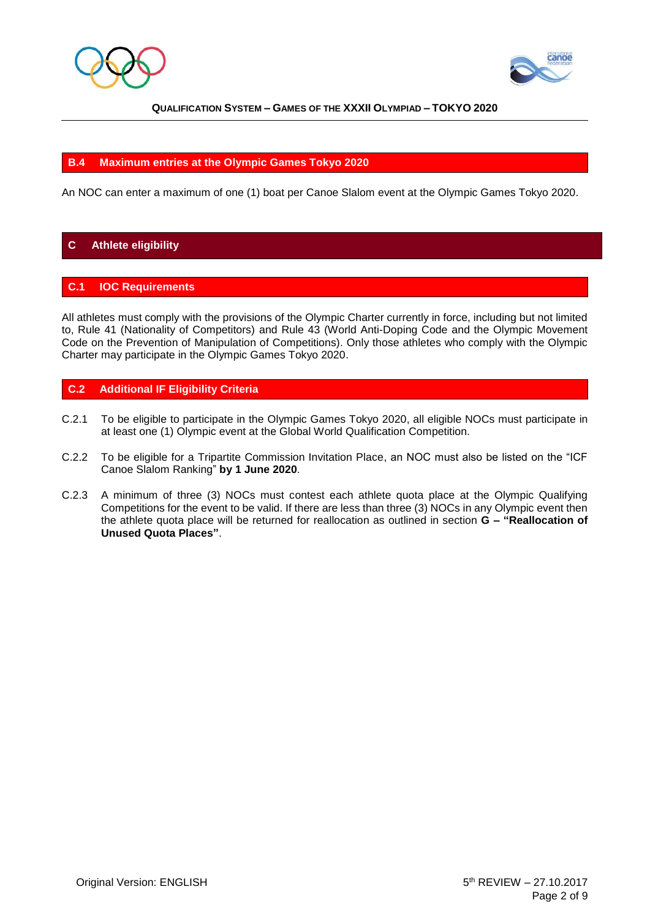## B.4 Maximum entries at the Olympic Games Tokyo 2020

An NOC can enter a maximum of one (1) boat per Canoe Slalom event at the Olympic Games Tokyo 2020.

# C Athlete eligibility

## C.1 IOC Requirements

All athletes must comply with the provisions of the Olympic Charter currently in force, including but not limited to, Rule 41 (Nationality of Competitors) and Rule 43 (World Anti-Doping Code and the Olympic Movement Code on the Prevention of Manipulation of Competitions). Only those athletes who comply with the Olympic Charter may participate in the Olympic Games Tokyo 2020.

## C.2 Additional IF Eligibility Criteria

C.2.1 To be eligible to participate in the Olympic Games Tokyo 2020, all eligible NOCs must participate in at least one (1) Olympic event at the Global World Qualification Competition.

C.2.2 To be eligible for a Tripartite Commission Invitation Place, an NOC must also be listed on the "ICF Canoe Slalom Ranking" **by 1 June 2020**.

C.2.3 A minimum of three (3) NOCs must contest each athlete quota place at the Olympic Qualifying Competitions for the event to be valid. If there are less than three (3) NOCs in any Olympic event then the athlete quota place will be returned for reallocation as outlined in section **G – "Reallocation of Unused Quota Places"**.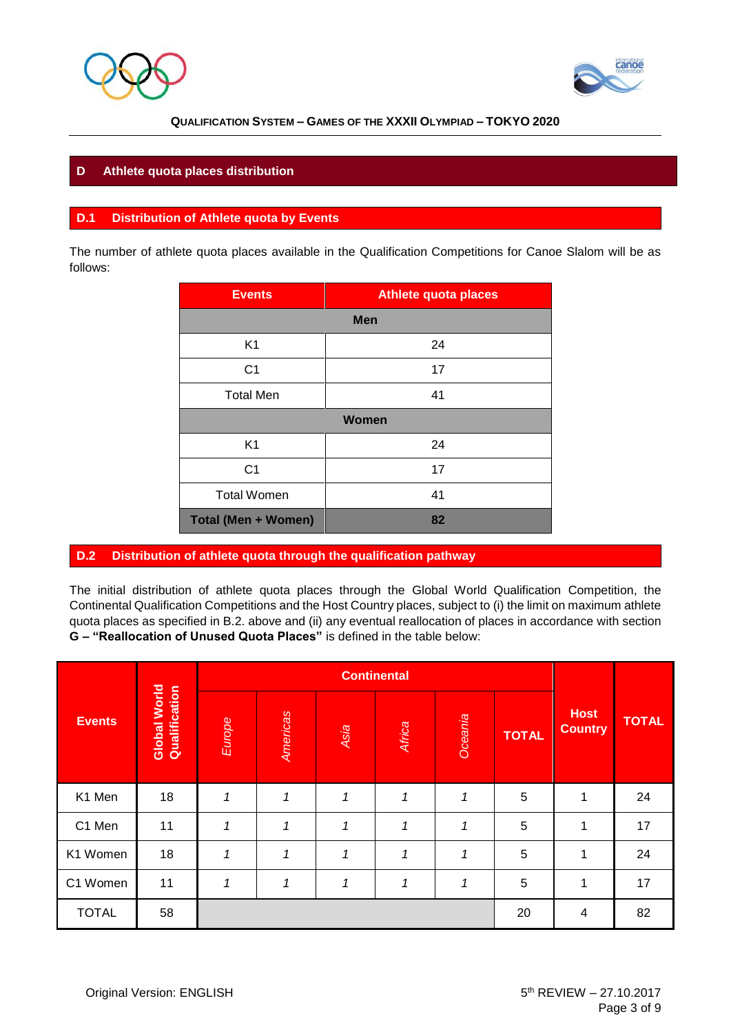## D Athlete quota places distribution

### D.1 Distribution of Athlete quota by Events

The number of athlete quota places available in the Qualification Competitions for Canoe Slalom will be as follows:

| Events | Athlete quota places |
|---|---|
| **Men** | |
| K1 | 24 |
| C1 | 17 |
| Total Men | 41 |
| **Women** | |
| K1 | 24 |
| C1 | 17 |
| Total Women | 41 |
| **Total (Men + Women)** | **82** |

### D.2 Distribution of athlete quota through the qualification pathway

The initial distribution of athlete quota places through the Global World Qualification Competition, the Continental Qualification Competitions and the Host Country places, subject to (i) the limit on maximum athlete quota places as specified in B.2. above and (ii) any eventual reallocation of places in accordance with section **G – "Reallocation of Unused Quota Places"** is defined in the table below:

| Events | Global World Qualification | Continental | | | | | | Host Country | TOTAL |
|---|---|---|---|---|---|---|---|---|---|
| | | *Europe* | *Americas* | *Asia* | *Africa* | *Oceania* | TOTAL | | |
| K1 Men | 18 | *1* | *1* | *1* | *1* | *1* | 5 | 1 | 24 |
| C1 Men | 11 | *1* | *1* | *1* | *1* | *1* | 5 | 1 | 17 |
| K1 Women | 18 | *1* | *1* | *1* | *1* | *1* | 5 | 1 | 24 |
| C1 Women | 11 | *1* | *1* | *1* | *1* | *1* | 5 | 1 | 17 |
| TOTAL | 58 | | | | | | 20 | 4 | 82 |

Original Version: ENGLISH

5th REVIEW – 27.10.2017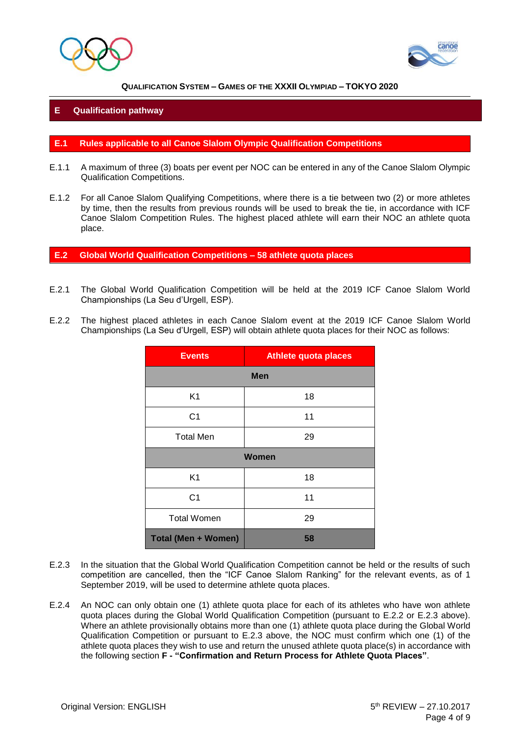## E Qualification pathway

### E.1 Rules applicable to all Canoe Slalom Olympic Qualification Competitions

E.1.1 A maximum of three (3) boats per event per NOC can be entered in any of the Canoe Slalom Olympic Qualification Competitions.

E.1.2 For all Canoe Slalom Qualifying Competitions, where there is a tie between two (2) or more athletes by time, then the results from previous rounds will be used to break the tie, in accordance with ICF Canoe Slalom Competition Rules. The highest placed athlete will earn their NOC an athlete quota place.

### E.2 Global World Qualification Competitions – 58 athlete quota places

E.2.1 The Global World Qualification Competition will be held at the 2019 ICF Canoe Slalom World Championships (La Seu d'Urgell, ESP).

E.2.2 The highest placed athletes in each Canoe Slalom event at the 2019 ICF Canoe Slalom World Championships (La Seu d'Urgell, ESP) will obtain athlete quota places for their NOC as follows:

| Events | Athlete quota places |
|---|---|
| **Men** | |
| K1 | 18 |
| C1 | 11 |
| Total Men | 29 |
| **Women** | |
| K1 | 18 |
| C1 | 11 |
| Total Women | 29 |
| **Total (Men + Women)** | **58** |

E.2.3 In the situation that the Global World Qualification Competition cannot be held or the results of such competition are cancelled, then the "ICF Canoe Slalom Ranking" for the relevant events, as of 1 September 2019, will be used to determine athlete quota places.

E.2.4 An NOC can only obtain one (1) athlete quota place for each of its athletes who have won athlete quota places during the Global World Qualification Competition (pursuant to E.2.2 or E.2.3 above). Where an athlete provisionally obtains more than one (1) athlete quota place during the Global World Qualification Competition or pursuant to E.2.3 above, the NOC must confirm which one (1) of the athlete quota places they wish to use and return the unused athlete quota place(s) in accordance with the following section **F - "Confirmation and Return Process for Athlete Quota Places"**.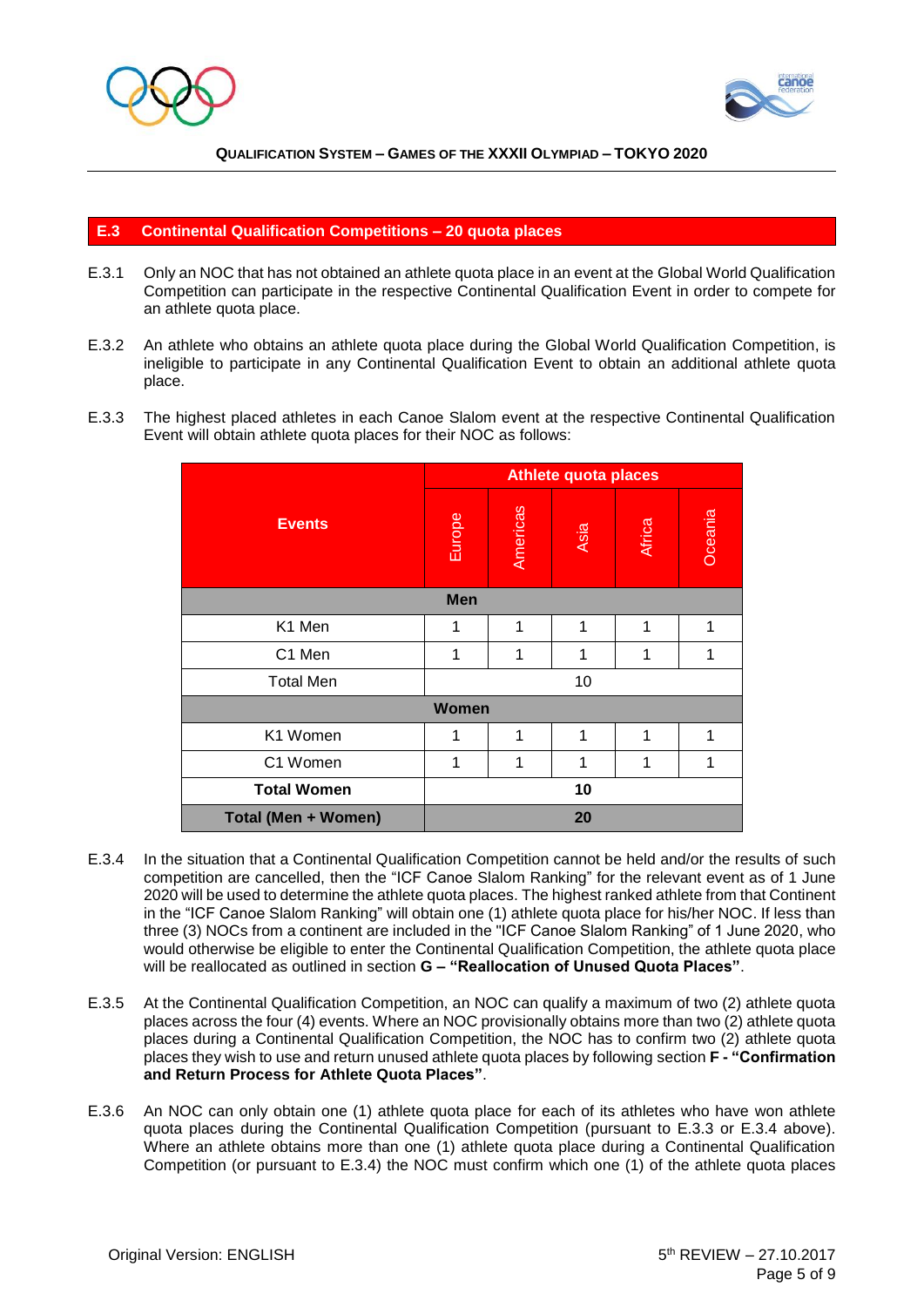## E.3 Continental Qualification Competitions – 20 quota places

E.3.1 Only an NOC that has not obtained an athlete quota place in an event at the Global World Qualification Competition can participate in the respective Continental Qualification Event in order to compete for an athlete quota place.

E.3.2 An athlete who obtains an athlete quota place during the Global World Qualification Competition, is ineligible to participate in any Continental Qualification Event to obtain an additional athlete quota place.

E.3.3 The highest placed athletes in each Canoe Slalom event at the respective Continental Qualification Event will obtain athlete quota places for their NOC as follows:

| Events | Athlete quota places | | | | |
|---|---|---|---|---|---|
| | Europe | Americas | Asia | Africa | Oceania |
| **Men** | | | | | |
| K1 Men | 1 | 1 | 1 | 1 | 1 |
| C1 Men | 1 | 1 | 1 | 1 | 1 |
| Total Men | 10 | | | | |
| **Women** | | | | | |
| K1 Women | 1 | 1 | 1 | 1 | 1 |
| C1 Women | 1 | 1 | 1 | 1 | 1 |
| **Total Women** | **10** | | | | |
| **Total (Men + Women)** | **20** | | | | |

E.3.4 In the situation that a Continental Qualification Competition cannot be held and/or the results of such competition are cancelled, then the "ICF Canoe Slalom Ranking" for the relevant event as of 1 June 2020 will be used to determine the athlete quota places. The highest ranked athlete from that Continent in the "ICF Canoe Slalom Ranking" will obtain one (1) athlete quota place for his/her NOC. If less than three (3) NOCs from a continent are included in the "ICF Canoe Slalom Ranking" of 1 June 2020, who would otherwise be eligible to enter the Continental Qualification Competition, the athlete quota place will be reallocated as outlined in section **G – "Reallocation of Unused Quota Places"**.

E.3.5 At the Continental Qualification Competition, an NOC can qualify a maximum of two (2) athlete quota places across the four (4) events. Where an NOC provisionally obtains more than two (2) athlete quota places during a Continental Qualification Competition, the NOC has to confirm two (2) athlete quota places they wish to use and return unused athlete quota places by following section **F - "Confirmation and Return Process for Athlete Quota Places"**.

E.3.6 An NOC can only obtain one (1) athlete quota place for each of its athletes who have won athlete quota places during the Continental Qualification Competition (pursuant to E.3.3 or E.3.4 above). Where an athlete obtains more than one (1) athlete quota place during a Continental Qualification Competition (or pursuant to E.3.4) the NOC must confirm which one (1) of the athlete quota places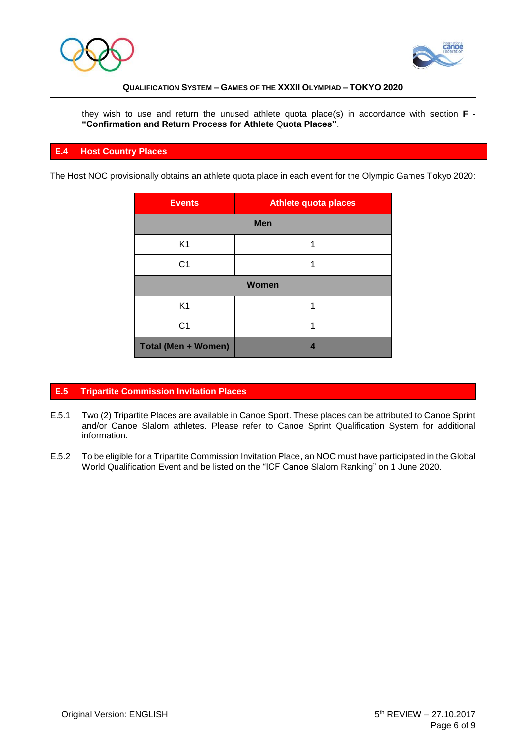they wish to use and return the unused athlete quota place(s) in accordance with section **F - “Confirmation and Return Process for Athlete Quota Places”**.

## E.4 Host Country Places

The Host NOC provisionally obtains an athlete quota place in each event for the Olympic Games Tokyo 2020:

| Events | Athlete quota places |
|---|---|
| **Men** | |
| K1 | 1 |
| C1 | 1 |
| **Women** | |
| K1 | 1 |
| C1 | 1 |
| **Total (Men + Women)** | **4** |

## E.5 Tripartite Commission Invitation Places

E.5.1 Two (2) Tripartite Places are available in Canoe Sport. These places can be attributed to Canoe Sprint and/or Canoe Slalom athletes. Please refer to Canoe Sprint Qualification System for additional information.

E.5.2 To be eligible for a Tripartite Commission Invitation Place, an NOC must have participated in the Global World Qualification Event and be listed on the “ICF Canoe Slalom Ranking” on 1 June 2020.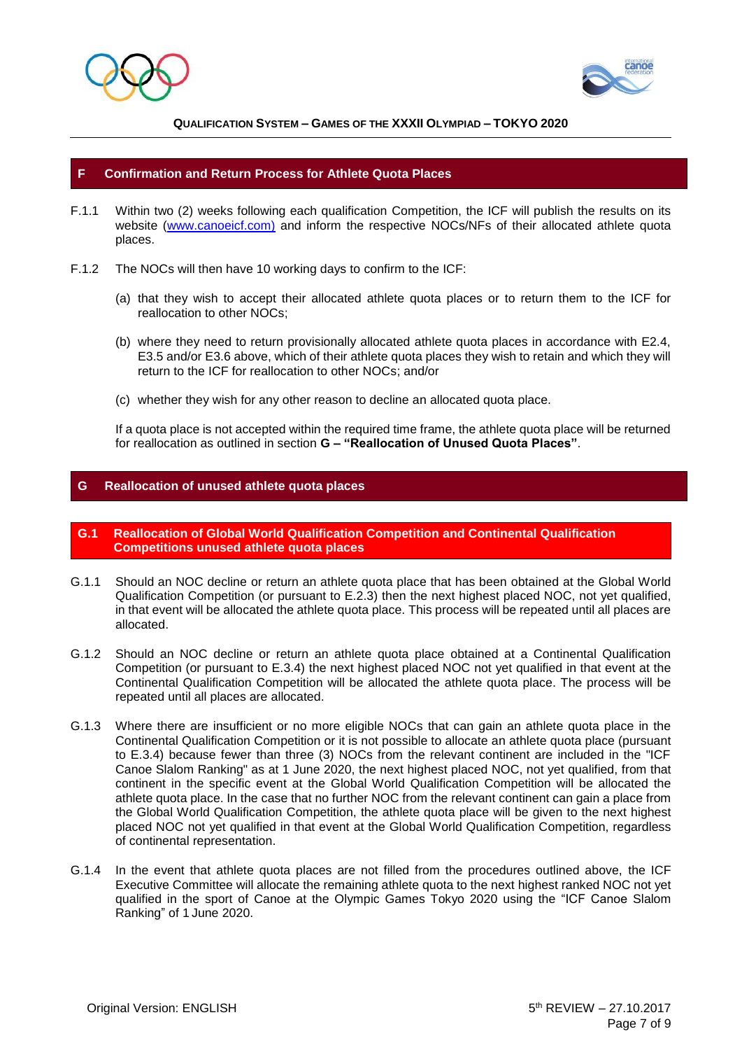## F Confirmation and Return Process for Athlete Quota Places

F.1.1 Within two (2) weeks following each qualification Competition, the ICF will publish the results on its website (www.canoeicf.com) and inform the respective NOCs/NFs of their allocated athlete quota places.

F.1.2 The NOCs will then have 10 working days to confirm to the ICF:

(a) that they wish to accept their allocated athlete quota places or to return them to the ICF for reallocation to other NOCs;

(b) where they need to return provisionally allocated athlete quota places in accordance with E2.4, E3.5 and/or E3.6 above, which of their athlete quota places they wish to retain and which they will return to the ICF for reallocation to other NOCs; and/or

(c) whether they wish for any other reason to decline an allocated quota place.

If a quota place is not accepted within the required time frame, the athlete quota place will be returned for reallocation as outlined in section **G – "Reallocation of Unused Quota Places"**.

## G Reallocation of unused athlete quota places

### G.1 Reallocation of Global World Qualification Competition and Continental Qualification Competitions unused athlete quota places

G.1.1 Should an NOC decline or return an athlete quota place that has been obtained at the Global World Qualification Competition (or pursuant to E.2.3) then the next highest placed NOC, not yet qualified, in that event will be allocated the athlete quota place. This process will be repeated until all places are allocated.

G.1.2 Should an NOC decline or return an athlete quota place obtained at a Continental Qualification Competition (or pursuant to E.3.4) the next highest placed NOC not yet qualified in that event at the Continental Qualification Competition will be allocated the athlete quota place. The process will be repeated until all places are allocated.

G.1.3 Where there are insufficient or no more eligible NOCs that can gain an athlete quota place in the Continental Qualification Competition or it is not possible to allocate an athlete quota place (pursuant to E.3.4) because fewer than three (3) NOCs from the relevant continent are included in the "ICF Canoe Slalom Ranking" as at 1 June 2020, the next highest placed NOC, not yet qualified, from that continent in the specific event at the Global World Qualification Competition will be allocated the athlete quota place. In the case that no further NOC from the relevant continent can gain a place from the Global World Qualification Competition, the athlete quota place will be given to the next highest placed NOC not yet qualified in that event at the Global World Qualification Competition, regardless of continental representation.

G.1.4 In the event that athlete quota places are not filled from the procedures outlined above, the ICF Executive Committee will allocate the remaining athlete quota to the next highest ranked NOC not yet qualified in the sport of Canoe at the Olympic Games Tokyo 2020 using the "ICF Canoe Slalom Ranking" of 1 June 2020.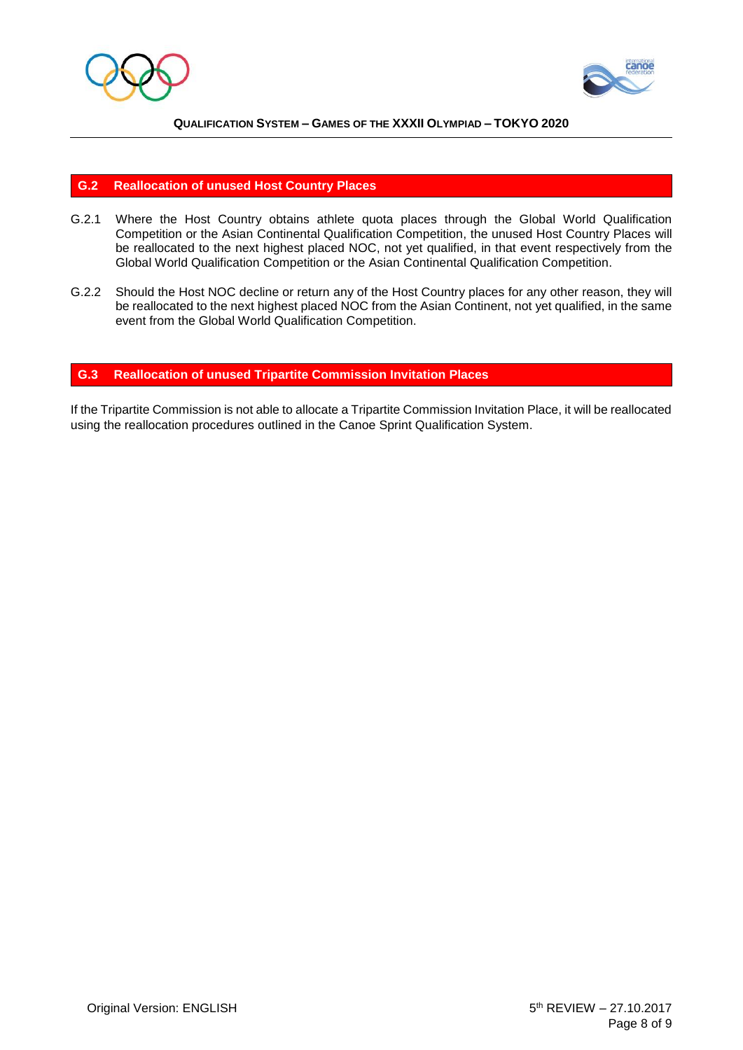## G.2 Reallocation of unused Host Country Places

G.2.1 Where the Host Country obtains athlete quota places through the Global World Qualification Competition or the Asian Continental Qualification Competition, the unused Host Country Places will be reallocated to the next highest placed NOC, not yet qualified, in that event respectively from the Global World Qualification Competition or the Asian Continental Qualification Competition.

G.2.2 Should the Host NOC decline or return any of the Host Country places for any other reason, they will be reallocated to the next highest placed NOC from the Asian Continent, not yet qualified, in the same event from the Global World Qualification Competition.

## G.3 Reallocation of unused Tripartite Commission Invitation Places

If the Tripartite Commission is not able to allocate a Tripartite Commission Invitation Place, it will be reallocated using the reallocation procedures outlined in the Canoe Sprint Qualification System.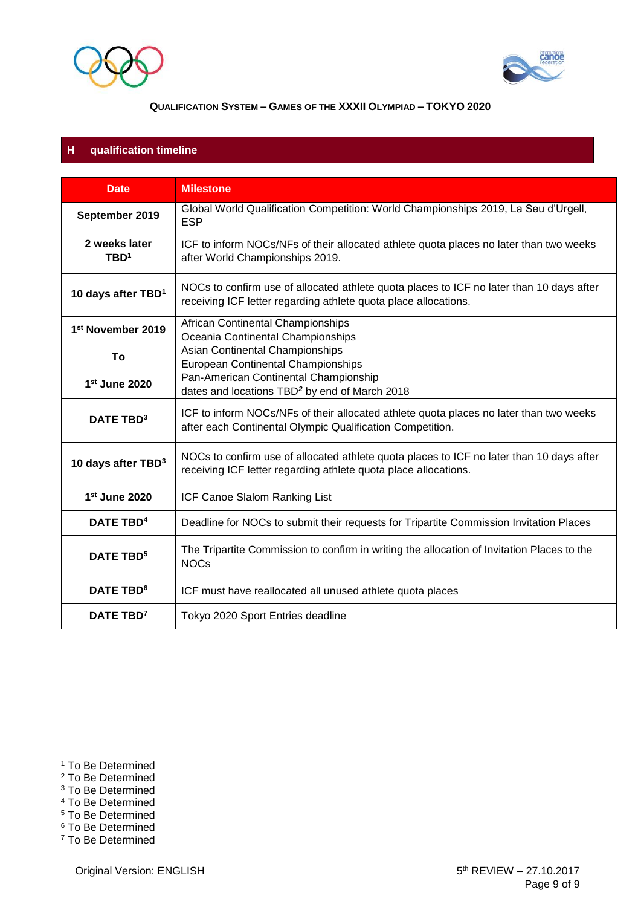## H qualification timeline

| Date | Milestone |
| --- | --- |
| **September 2019** | Global World Qualification Competition: World Championships 2019, La Seu d'Urgell, ESP |
| **2 weeks later TBD**[1] | ICF to inform NOCs/NFs of their allocated athlete quota places no later than two weeks after World Championships 2019. |
| **10 days after TBD**[1] | NOCs to confirm use of allocated athlete quota places to ICF no later than 10 days after receiving ICF letter regarding athlete quota place allocations. |
| **1st November 2019 To 1st June 2020** | African Continental Championships<br>Oceania Continental Championships<br>Asian Continental Championships<br>European Continental Championships<br>Pan-American Continental Championship<br>dates and locations TBD[2] by end of March 2018 |
| **DATE TBD**[3] | ICF to inform NOCs/NFs of their allocated athlete quota places no later than two weeks after each Continental Olympic Qualification Competition. |
| **10 days after TBD**[3] | NOCs to confirm use of allocated athlete quota places to ICF no later than 10 days after receiving ICF letter regarding athlete quota place allocations. |
| **1st June 2020** | ICF Canoe Slalom Ranking List |
| **DATE TBD**[4] | Deadline for NOCs to submit their requests for Tripartite Commission Invitation Places |
| **DATE TBD**[5] | The Tripartite Commission to confirm in writing the allocation of Invitation Places to the NOCs |
| **DATE TBD**[6] | ICF must have reallocated all unused athlete quota places |
| **DATE TBD**[7] | Tokyo 2020 Sport Entries deadline |

[1] To Be Determined
[2] To Be Determined
[3] To Be Determined
[4] To Be Determined
[5] To Be Determined
[6] To Be Determined
[7] To Be Determined